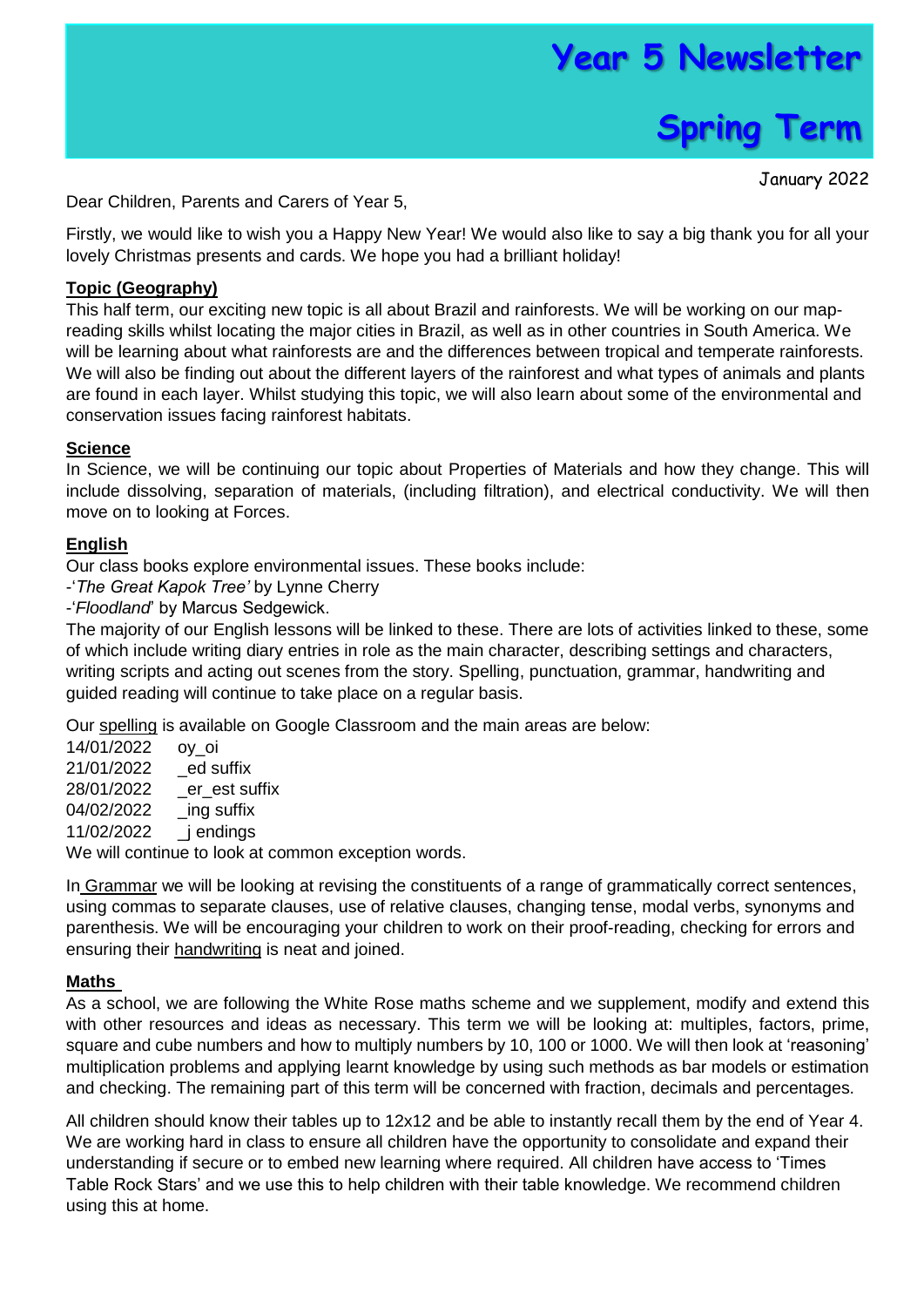# Year 5 Newsletter

# Spring Term

January 2022

Dear Children, Parents and Carers of Year 5,

Firstly, we would like to wish you a Happy New Year! We would also like to say a big thank you for all your lovely Christmas presents and cards. We hope you had a brilliant holiday!

**Topic (Geography)**

This half term, our exciting new topic is all about Brazil and rainforests. We will be working on our map-reading skills whilst locating the major cities in Brazil, as well as in other countries in South America. We will be learning about what rainforests are and the differences between tropical and temperate rainforests. We will also be finding out about the different layers of the rainforest and what types of animals and plants are found in each layer. Whilst studying this topic, we will also learn about some of the environmental and conservation issues facing rainforest habitats.

**Science**

In Science, we will be continuing our topic about Properties of Materials and how they change. This will include dissolving, separation of materials, (including filtration), and electrical conductivity. We will then move on to looking at Forces.

**English**

Our class books explore environmental issues. These books include:

-'*The Great Kapok Tree'* by Lynne Cherry
-'*Floodland*' by Marcus Sedgewick.

The majority of our English lessons will be linked to these. There are lots of activities linked to these, some of which include writing diary entries in role as the main character, describing settings and characters, writing scripts and acting out scenes from the story. Spelling, punctuation, grammar, handwriting and guided reading will continue to take place on a regular basis.

Our spelling is available on Google Classroom and the main areas are below:

14/01/2022 oy_oi
21/01/2022 _ed suffix
28/01/2022 _er_est suffix
04/02/2022 _ing suffix
11/02/2022 _j endings

We will continue to look at common exception words.

In Grammar we will be looking at revising the constituents of a range of grammatically correct sentences, using commas to separate clauses, use of relative clauses, changing tense, modal verbs, synonyms and parenthesis. We will be encouraging your children to work on their proof-reading, checking for errors and ensuring their handwriting is neat and joined.

**Maths**

As a school, we are following the White Rose maths scheme and we supplement, modify and extend this with other resources and ideas as necessary. This term we will be looking at: multiples, factors, prime, square and cube numbers and how to multiply numbers by 10, 100 or 1000. We will then look at 'reasoning' multiplication problems and applying learnt knowledge by using such methods as bar models or estimation and checking. The remaining part of this term will be concerned with fraction, decimals and percentages.

All children should know their tables up to 12x12 and be able to instantly recall them by the end of Year 4. We are working hard in class to ensure all children have the opportunity to consolidate and expand their understanding if secure or to embed new learning where required. All children have access to 'Times Table Rock Stars' and we use this to help children with their table knowledge. We recommend children using this at home.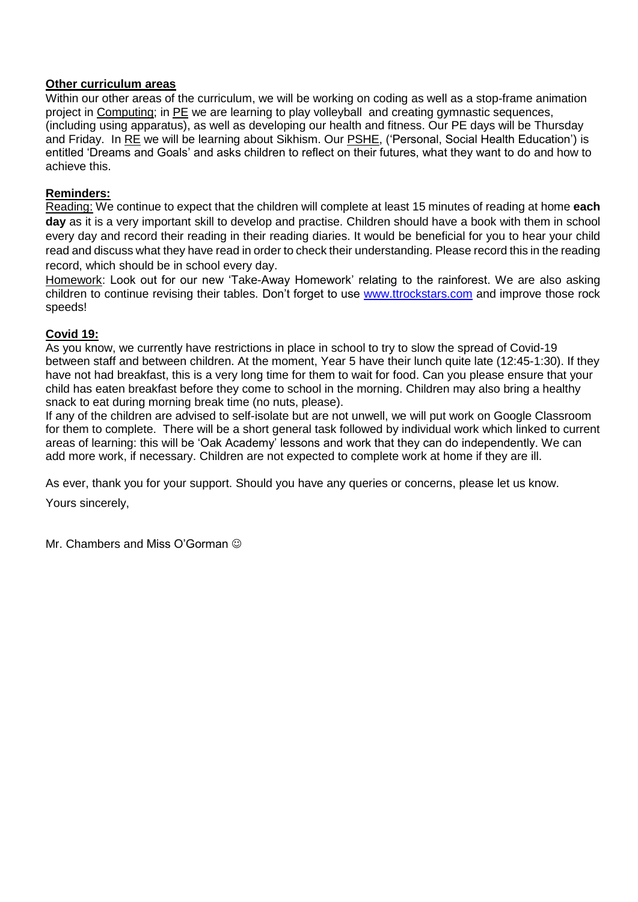**Other curriculum areas**

Within our other areas of the curriculum, we will be working on coding as well as a stop-frame animation project in Computing; in PE we are learning to play volleyball and creating gymnastic sequences, (including using apparatus), as well as developing our health and fitness. Our PE days will be Thursday and Friday. In RE we will be learning about Sikhism. Our PSHE, ('Personal, Social Health Education') is entitled 'Dreams and Goals' and asks children to reflect on their futures, what they want to do and how to achieve this.

**Reminders:**

Reading: We continue to expect that the children will complete at least 15 minutes of reading at home **each day** as it is a very important skill to develop and practise. Children should have a book with them in school every day and record their reading in their reading diaries. It would be beneficial for you to hear your child read and discuss what they have read in order to check their understanding. Please record this in the reading record, which should be in school every day.

Homework: Look out for our new 'Take-Away Homework' relating to the rainforest. We are also asking children to continue revising their tables. Don't forget to use www.ttrockstars.com and improve those rock speeds!

**Covid 19:**

As you know, we currently have restrictions in place in school to try to slow the spread of Covid-19 between staff and between children. At the moment, Year 5 have their lunch quite late (12:45-1:30). If they have not had breakfast, this is a very long time for them to wait for food. Can you please ensure that your child has eaten breakfast before they come to school in the morning. Children may also bring a healthy snack to eat during morning break time (no nuts, please).

If any of the children are advised to self-isolate but are not unwell, we will put work on Google Classroom for them to complete. There will be a short general task followed by individual work which linked to current areas of learning: this will be 'Oak Academy' lessons and work that they can do independently. We can add more work, if necessary. Children are not expected to complete work at home if they are ill.

As ever, thank you for your support. Should you have any queries or concerns, please let us know.

Yours sincerely,

Mr. Chambers and Miss O'Gorman ☺